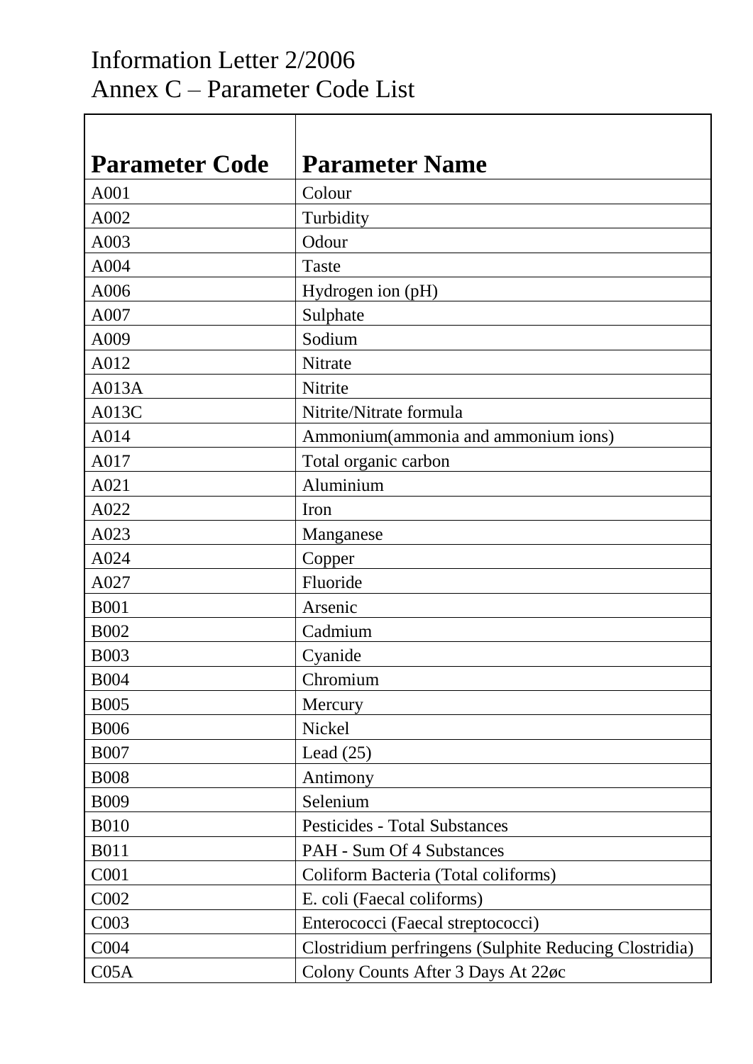# Information Letter 2/2006
## Annex C – Parameter Code List

| Parameter Code | Parameter Name |
|---|---|
| A001 | Colour |
| A002 | Turbidity |
| A003 | Odour |
| A004 | Taste |
| A006 | Hydrogen ion (pH) |
| A007 | Sulphate |
| A009 | Sodium |
| A012 | Nitrate |
| A013A | Nitrite |
| A013C | Nitrite/Nitrate formula |
| A014 | Ammonium(ammonia and ammonium ions) |
| A017 | Total organic carbon |
| A021 | Aluminium |
| A022 | Iron |
| A023 | Manganese |
| A024 | Copper |
| A027 | Fluoride |
| B001 | Arsenic |
| B002 | Cadmium |
| B003 | Cyanide |
| B004 | Chromium |
| B005 | Mercury |
| B006 | Nickel |
| B007 | Lead (25) |
| B008 | Antimony |
| B009 | Selenium |
| B010 | Pesticides - Total Substances |
| B011 | PAH - Sum Of 4 Substances |
| C001 | Coliform Bacteria (Total coliforms) |
| C002 | E. coli (Faecal coliforms) |
| C003 | Enterococci (Faecal streptococci) |
| C004 | Clostridium perfringens (Sulphite Reducing Clostridia) |
| C05A | Colony Counts After 3 Days At 22øc |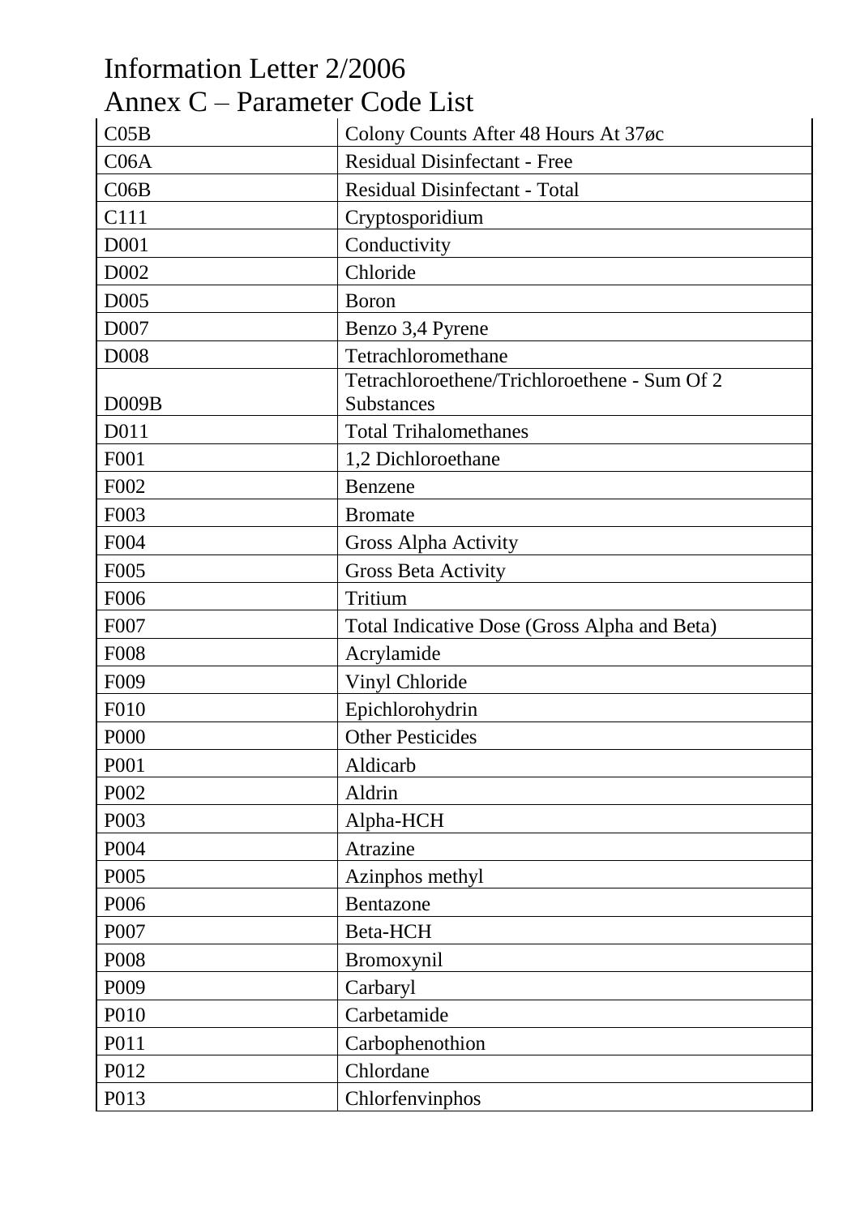| C05B | Colony Counts After 48 Hours At 37øc |
| --- | --- |
| C06A | Residual Disinfectant - Free |
| C06B | Residual Disinfectant - Total |
| C111 | Cryptosporidium |
| D001 | Conductivity |
| D002 | Chloride |
| D005 | Boron |
| D007 | Benzo 3,4 Pyrene |
| D008 | Tetrachloromethane |
| D009B | Tetrachloroethene/Trichloroethene - Sum Of 2 Substances |
| D011 | Total Trihalomethanes |
| F001 | 1,2 Dichloroethane |
| F002 | Benzene |
| F003 | Bromate |
| F004 | Gross Alpha Activity |
| F005 | Gross Beta Activity |
| F006 | Tritium |
| F007 | Total Indicative Dose (Gross Alpha and Beta) |
| F008 | Acrylamide |
| F009 | Vinyl Chloride |
| F010 | Epichlorohydrin |
| P000 | Other Pesticides |
| P001 | Aldicarb |
| P002 | Aldrin |
| P003 | Alpha-HCH |
| P004 | Atrazine |
| P005 | Azinphos methyl |
| P006 | Bentazone |
| P007 | Beta-HCH |
| P008 | Bromoxynil |
| P009 | Carbaryl |
| P010 | Carbetamide |
| P011 | Carbophenothion |
| P012 | Chlordane |
| P013 | Chlorfenvinphos |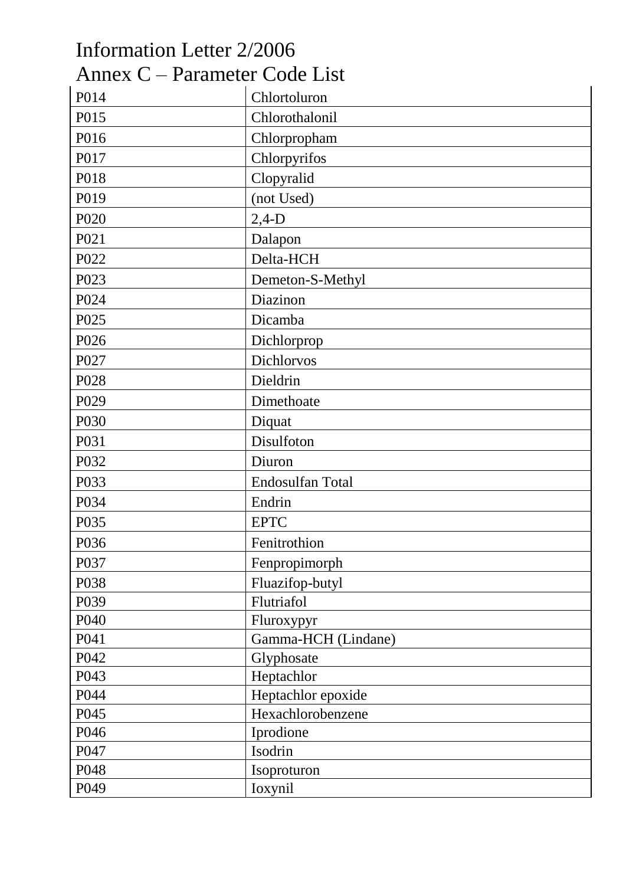| P014 | Chlortoluron |
|---|---|
| P015 | Chlorothalonil |
| P016 | Chlorpropham |
| P017 | Chlorpyrifos |
| P018 | Clopyralid |
| P019 | (not Used) |
| P020 | 2,4-D |
| P021 | Dalapon |
| P022 | Delta-HCH |
| P023 | Demeton-S-Methyl |
| P024 | Diazinon |
| P025 | Dicamba |
| P026 | Dichlorprop |
| P027 | Dichlorvos |
| P028 | Dieldrin |
| P029 | Dimethoate |
| P030 | Diquat |
| P031 | Disulfoton |
| P032 | Diuron |
| P033 | Endosulfan Total |
| P034 | Endrin |
| P035 | EPTC |
| P036 | Fenitrothion |
| P037 | Fenpropimorph |
| P038 | Fluazifop-butyl |
| P039 | Flutriafol |
| P040 | Fluroxypyr |
| P041 | Gamma-HCH (Lindane) |
| P042 | Glyphosate |
| P043 | Heptachlor |
| P044 | Heptachlor epoxide |
| P045 | Hexachlorobenzene |
| P046 | Iprodione |
| P047 | Isodrin |
| P048 | Isoproturon |
| P049 | Ioxynil |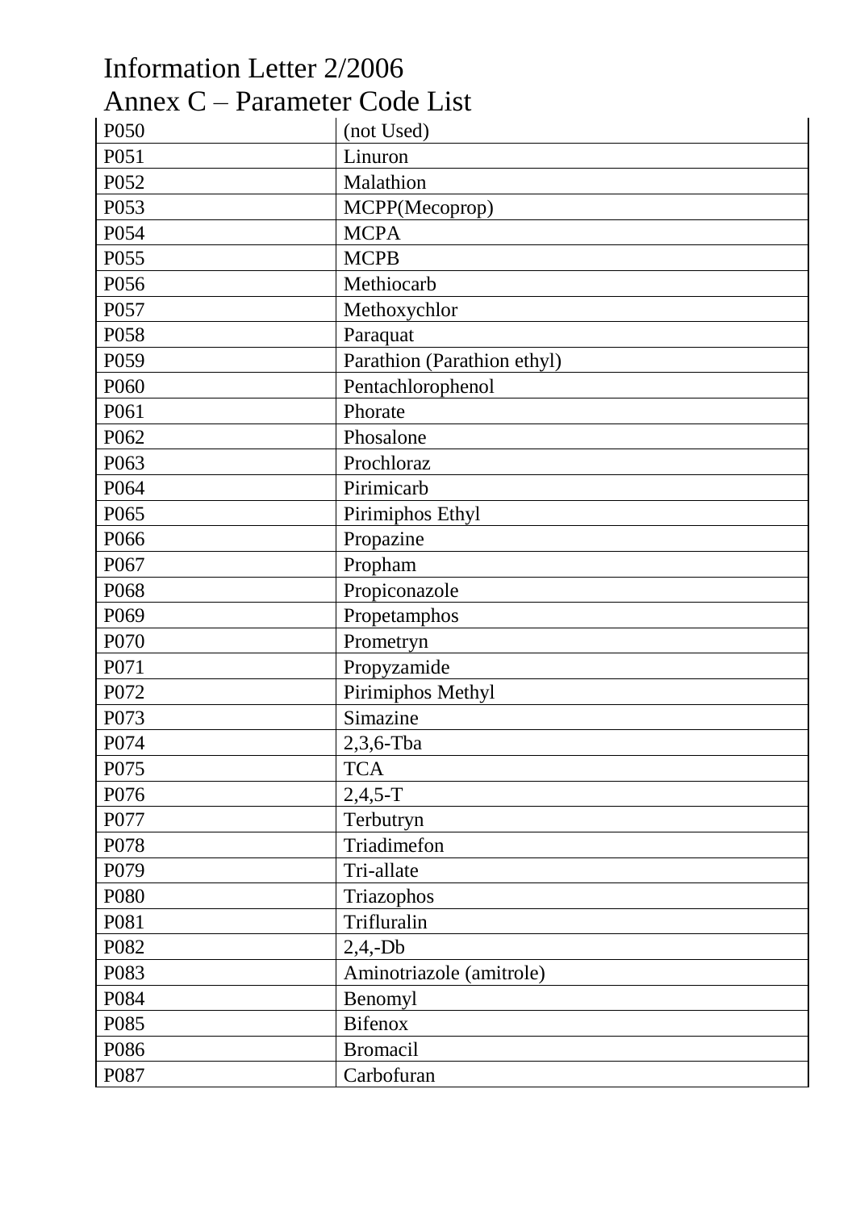| P050 | (not Used) |
|---|---|
| P051 | Linuron |
| P052 | Malathion |
| P053 | MCPP(Mecoprop) |
| P054 | MCPA |
| P055 | MCPB |
| P056 | Methiocarb |
| P057 | Methoxychlor |
| P058 | Paraquat |
| P059 | Parathion (Parathion ethyl) |
| P060 | Pentachlorophenol |
| P061 | Phorate |
| P062 | Phosalone |
| P063 | Prochloraz |
| P064 | Pirimicarb |
| P065 | Pirimiphos Ethyl |
| P066 | Propazine |
| P067 | Propham |
| P068 | Propiconazole |
| P069 | Propetamphos |
| P070 | Prometryn |
| P071 | Propyzamide |
| P072 | Pirimiphos Methyl |
| P073 | Simazine |
| P074 | 2,3,6-Tba |
| P075 | TCA |
| P076 | 2,4,5-T |
| P077 | Terbutryn |
| P078 | Triadimefon |
| P079 | Tri-allate |
| P080 | Triazophos |
| P081 | Trifluralin |
| P082 | 2,4,-Db |
| P083 | Aminotriazole (amitrole) |
| P084 | Benomyl |
| P085 | Bifenox |
| P086 | Bromacil |
| P087 | Carbofuran |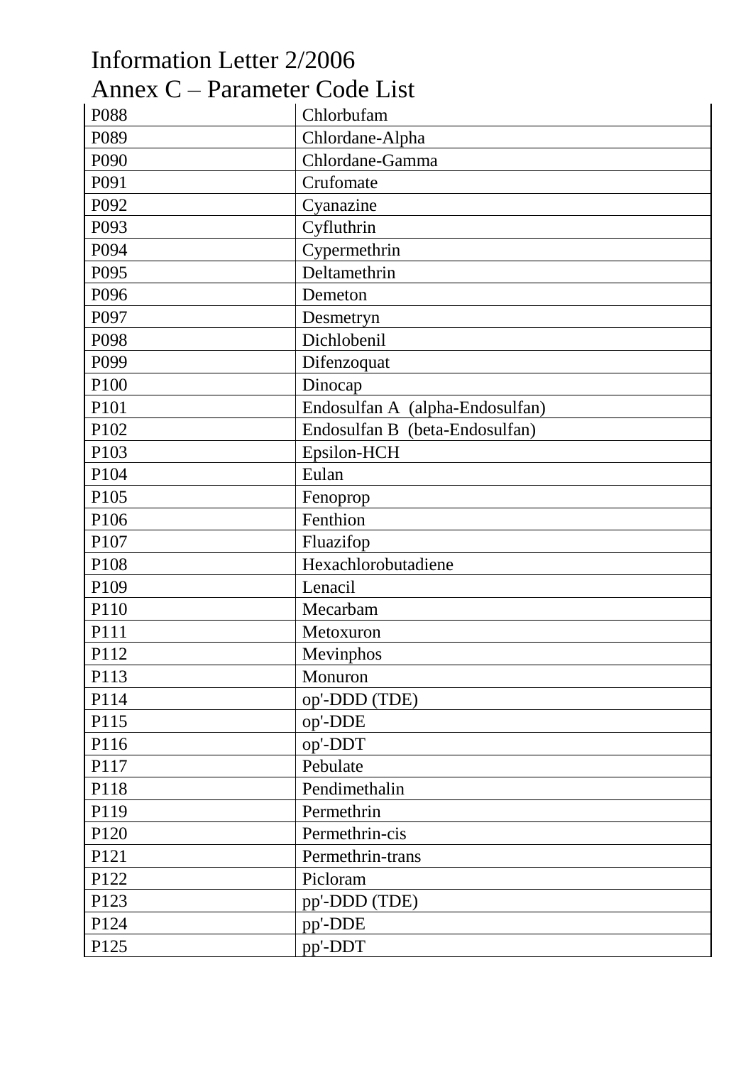| P088 | Chlorbufam |
|---|---|
| P089 | Chlordane-Alpha |
| P090 | Chlordane-Gamma |
| P091 | Crufomate |
| P092 | Cyanazine |
| P093 | Cyfluthrin |
| P094 | Cypermethrin |
| P095 | Deltamethrin |
| P096 | Demeton |
| P097 | Desmetryn |
| P098 | Dichlobenil |
| P099 | Difenzoquat |
| P100 | Dinocap |
| P101 | Endosulfan A (alpha-Endosulfan) |
| P102 | Endosulfan B (beta-Endosulfan) |
| P103 | Epsilon-HCH |
| P104 | Eulan |
| P105 | Fenoprop |
| P106 | Fenthion |
| P107 | Fluazifop |
| P108 | Hexachlorobutadiene |
| P109 | Lenacil |
| P110 | Mecarbam |
| P111 | Metoxuron |
| P112 | Mevinphos |
| P113 | Monuron |
| P114 | op'-DDD (TDE) |
| P115 | op'-DDE |
| P116 | op'-DDT |
| P117 | Pebulate |
| P118 | Pendimethalin |
| P119 | Permethrin |
| P120 | Permethrin-cis |
| P121 | Permethrin-trans |
| P122 | Picloram |
| P123 | pp'-DDD (TDE) |
| P124 | pp'-DDE |
| P125 | pp'-DDT |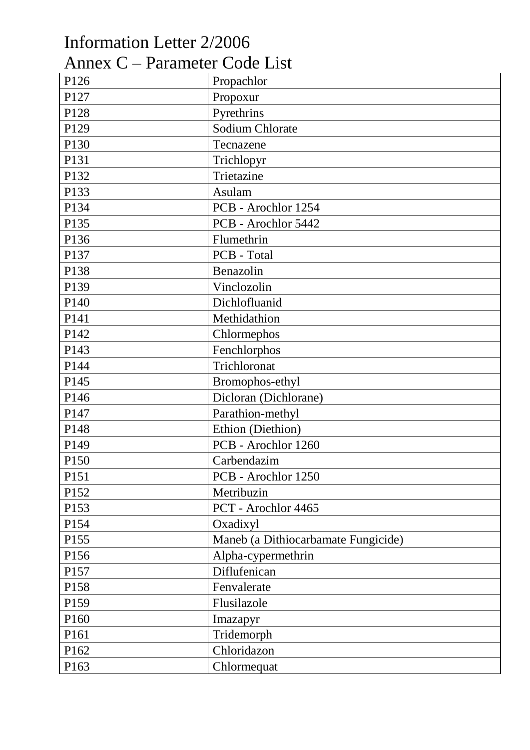# Information Letter 2/2006

## Annex C – Parameter Code List

| P126 | Propachlor |
|---|---|
| P127 | Propoxur |
| P128 | Pyrethrins |
| P129 | Sodium Chlorate |
| P130 | Tecnazene |
| P131 | Trichlopyr |
| P132 | Trietazine |
| P133 | Asulam |
| P134 | PCB - Arochlor 1254 |
| P135 | PCB - Arochlor 5442 |
| P136 | Flumethrin |
| P137 | PCB - Total |
| P138 | Benazolin |
| P139 | Vinclozolin |
| P140 | Dichlofluanid |
| P141 | Methidathion |
| P142 | Chlormephos |
| P143 | Fenchlorphos |
| P144 | Trichloronat |
| P145 | Bromophos-ethyl |
| P146 | Dicloran (Dichlorane) |
| P147 | Parathion-methyl |
| P148 | Ethion (Diethion) |
| P149 | PCB - Arochlor 1260 |
| P150 | Carbendazim |
| P151 | PCB - Arochlor 1250 |
| P152 | Metribuzin |
| P153 | PCT - Arochlor 4465 |
| P154 | Oxadixyl |
| P155 | Maneb (a Dithiocarbamate Fungicide) |
| P156 | Alpha-cypermethrin |
| P157 | Diflufenican |
| P158 | Fenvalerate |
| P159 | Flusilazole |
| P160 | Imazapyr |
| P161 | Tridemorph |
| P162 | Chloridazon |
| P163 | Chlormequat |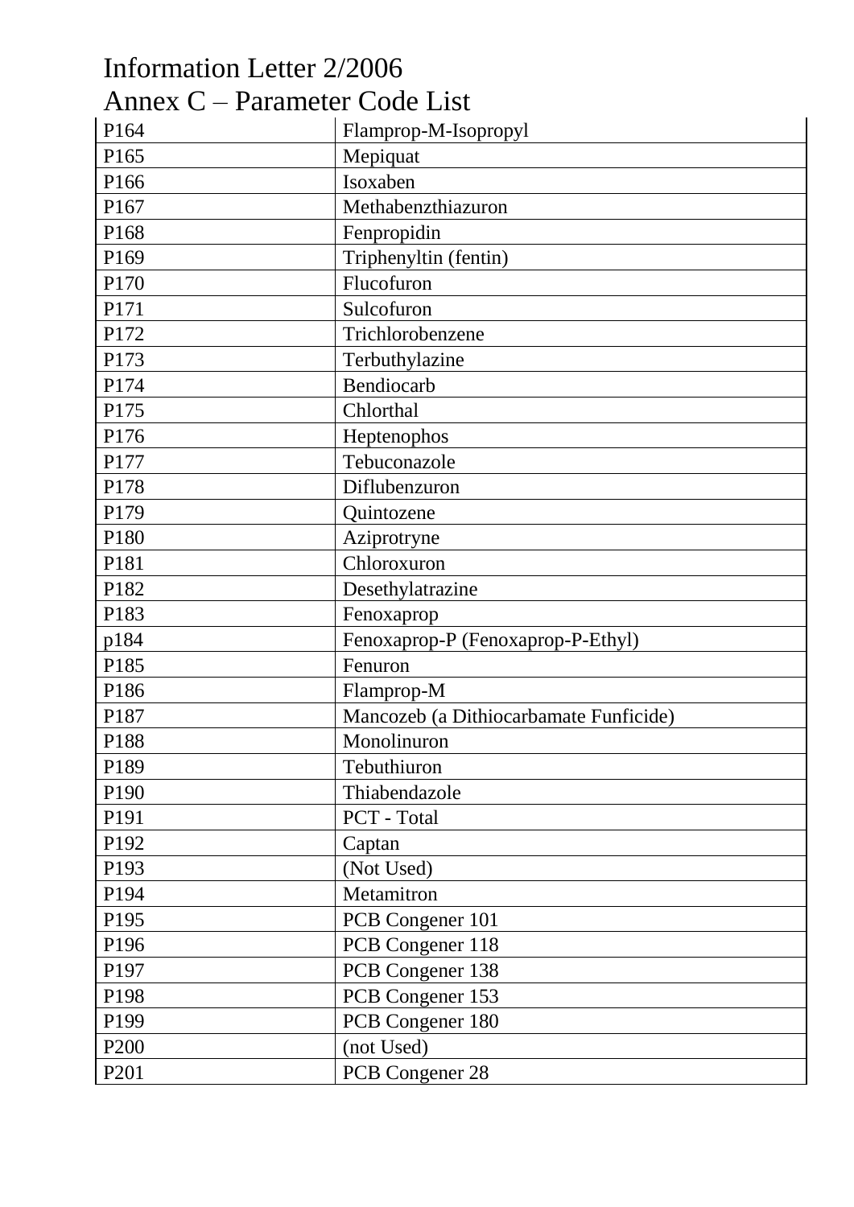# Information Letter 2/2006
## Annex C – Parameter Code List

| | |
|---|---|
| P164 | Flamprop-M-Isopropyl |
| P165 | Mepiquat |
| P166 | Isoxaben |
| P167 | Methabenzthiazuron |
| P168 | Fenpropidin |
| P169 | Triphenyltin (fentin) |
| P170 | Flucofuron |
| P171 | Sulcofuron |
| P172 | Trichlorobenzene |
| P173 | Terbuthylazine |
| P174 | Bendiocarb |
| P175 | Chlorthal |
| P176 | Heptenophos |
| P177 | Tebuconazole |
| P178 | Diflubenzuron |
| P179 | Quintozene |
| P180 | Aziprotryne |
| P181 | Chloroxuron |
| P182 | Desethylatrazine |
| P183 | Fenoxaprop |
| p184 | Fenoxaprop-P (Fenoxaprop-P-Ethyl) |
| P185 | Fenuron |
| P186 | Flamprop-M |
| P187 | Mancozeb (a Dithiocarbamate Funficide) |
| P188 | Monolinuron |
| P189 | Tebuthiuron |
| P190 | Thiabendazole |
| P191 | PCT - Total |
| P192 | Captan |
| P193 | (Not Used) |
| P194 | Metamitron |
| P195 | PCB Congener 101 |
| P196 | PCB Congener 118 |
| P197 | PCB Congener 138 |
| P198 | PCB Congener 153 |
| P199 | PCB Congener 180 |
| P200 | (not Used) |
| P201 | PCB Congener 28 |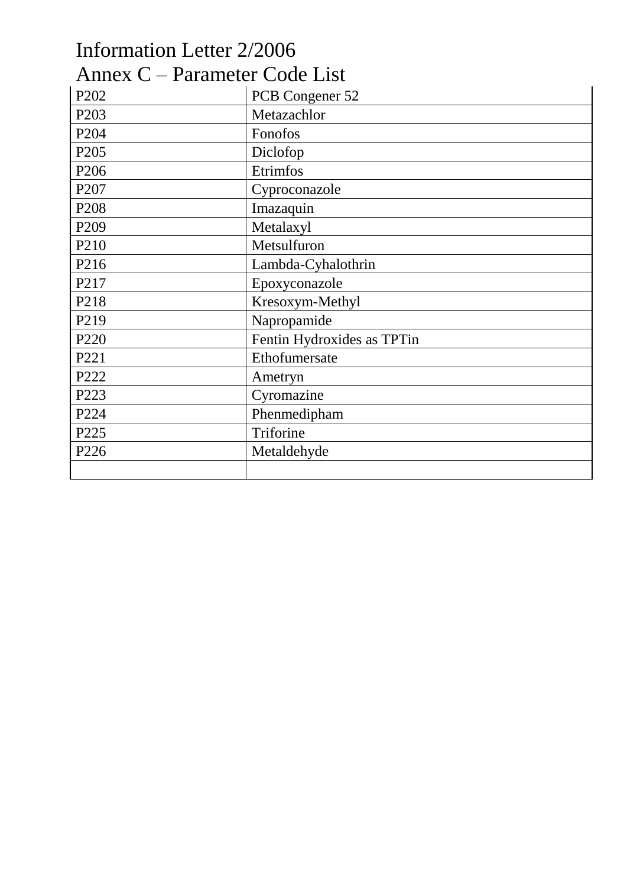# Information Letter 2/2006

## Annex C – Parameter Code List

| | |
|---|---|
| P202 | PCB Congener 52 |
| P203 | Metazachlor |
| P204 | Fonofos |
| P205 | Diclofop |
| P206 | Etrimfos |
| P207 | Cyproconazole |
| P208 | Imazaquin |
| P209 | Metalaxyl |
| P210 | Metsulfuron |
| P216 | Lambda-Cyhalothrin |
| P217 | Epoxyconazole |
| P218 | Kresoxym-Methyl |
| P219 | Napropamide |
| P220 | Fentin Hydroxides as TPTin |
| P221 | Ethofumersate |
| P222 | Ametryn |
| P223 | Cyromazine |
| P224 | Phenmedipham |
| P225 | Triforine |
| P226 | Metaldehyde |
| | |